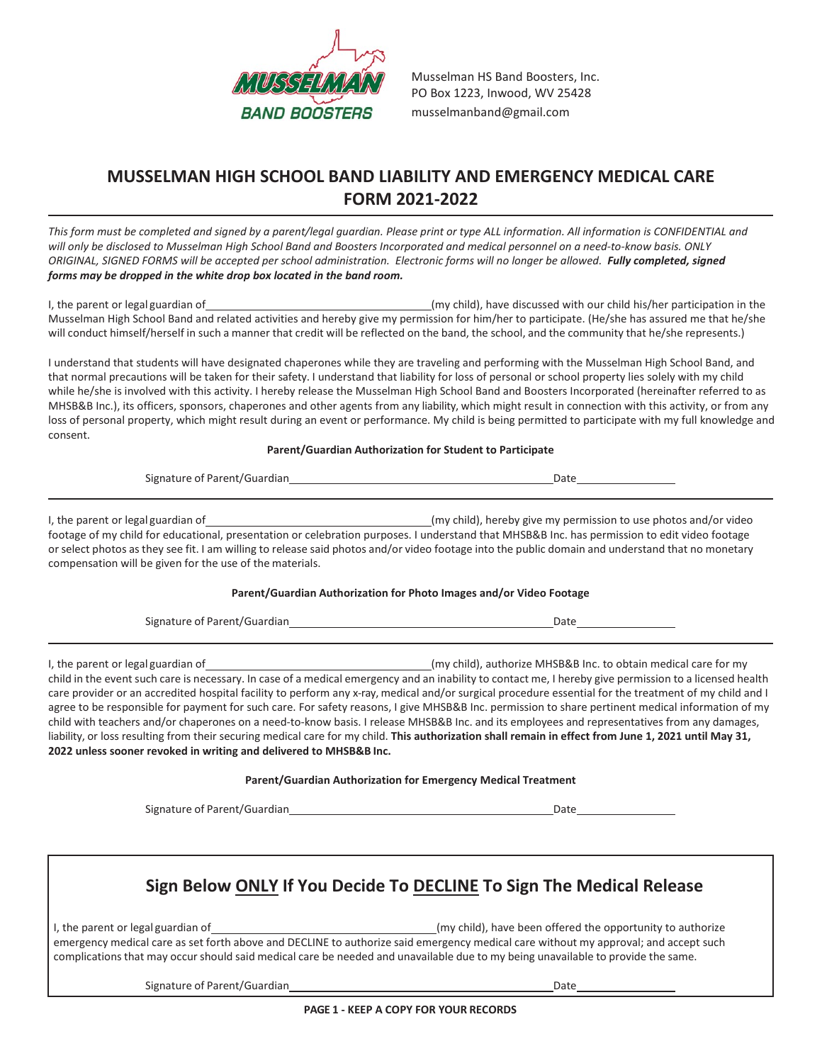Musselman HS Band Boosters, Inc.
PO Box 1223, Inwood, WV 25428
musselmanband@gmail.com

# MUSSELMAN HIGH SCHOOL BAND LIABILITY AND EMERGENCY MEDICAL CARE FORM 2021-2022

*This form must be completed and signed by a parent/legal guardian. Please print or type ALL information. All information is CONFIDENTIAL and will only be disclosed to Musselman High School Band and Boosters Incorporated and medical personnel on a need-to-know basis. ONLY ORIGINAL, SIGNED FORMS will be accepted per school administration. Electronic forms will no longer be allowed.* ***Fully completed, signed forms may be dropped in the white drop box located in the band room.***

I, the parent or legal guardian of ____________________________________(my child), have discussed with our child his/her participation in the Musselman High School Band and related activities and hereby give my permission for him/her to participate. (He/she has assured me that he/she will conduct himself/herself in such a manner that credit will be reflected on the band, the school, and the community that he/she represents.)

I understand that students will have designated chaperones while they are traveling and performing with the Musselman High School Band, and that normal precautions will be taken for their safety. I understand that liability for loss of personal or school property lies solely with my child while he/she is involved with this activity. I hereby release the Musselman High School Band and Boosters Incorporated (hereinafter referred to as MHSB&B Inc.), its officers, sponsors, chaperones and other agents from any liability, which might result in connection with this activity, or from any loss of personal property, which might result during an event or performance. My child is being permitted to participate with my full knowledge and consent.

**Parent/Guardian Authorization for Student to Participate**

Signature of Parent/Guardian____________________________________________ Date________________

---

I, the parent or legal guardian of ____________________________________(my child), hereby give my permission to use photos and/or video footage of my child for educational, presentation or celebration purposes. I understand that MHSB&B Inc. has permission to edit video footage or select photos as they see fit. I am willing to release said photos and/or video footage into the public domain and understand that no monetary compensation will be given for the use of the materials.

**Parent/Guardian Authorization for Photo Images and/or Video Footage**

Signature of Parent/Guardian____________________________________________ Date________________

---

I, the parent or legal guardian of ____________________________________(my child), authorize MHSB&B Inc. to obtain medical care for my child in the event such care is necessary. In case of a medical emergency and an inability to contact me, I hereby give permission to a licensed health care provider or an accredited hospital facility to perform any x-ray, medical and/or surgical procedure essential for the treatment of my child and I agree to be responsible for payment for such care. For safety reasons, I give MHSB&B Inc. permission to share pertinent medical information of my child with teachers and/or chaperones on a need-to-know basis. I release MHSB&B Inc. and its employees and representatives from any damages, liability, or loss resulting from their securing medical care for my child. **This authorization shall remain in effect from June 1, 2021 until May 31, 2022 unless sooner revoked in writing and delivered to MHSB&B Inc.**

**Parent/Guardian Authorization for Emergency Medical Treatment**

Signature of Parent/Guardian____________________________________________ Date________________

---

## Sign Below ONLY If You Decide To DECLINE To Sign The Medical Release

I, the parent or legal guardian of ____________________________________(my child), have been offered the opportunity to authorize emergency medical care as set forth above and DECLINE to authorize said emergency medical care without my approval; and accept such complications that may occur should said medical care be needed and unavailable due to my being unavailable to provide the same.

Signature of Parent/Guardian____________________________________________ Date________________

**PAGE 1 - KEEP A COPY FOR YOUR RECORDS**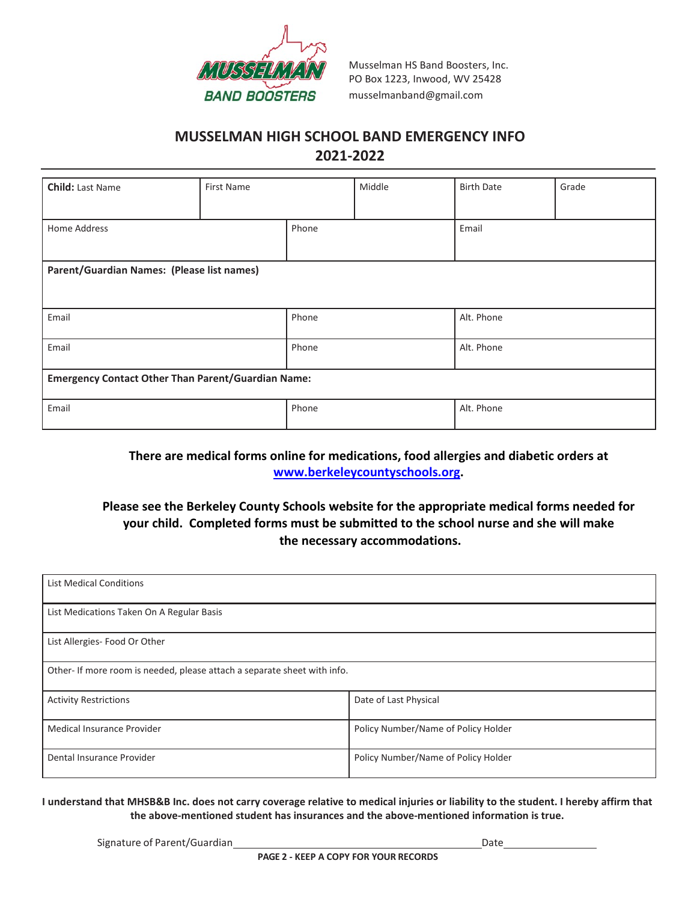Musselman HS Band Boosters, Inc.
PO Box 1223, Inwood, WV 25428
musselmanband@gmail.com

## MUSSELMAN HIGH SCHOOL BAND EMERGENCY INFO 2021-2022

| | | | | |
|---|---|---|---|---|
| **Child:** Last Name | First Name | Middle | Birth Date | Grade |
| Home Address | | Phone | Email | |
| **Parent/Guardian Names: (Please list names)** | | | | |
| Email | | Phone | Alt. Phone | |
| Email | | Phone | Alt. Phone | |
| **Emergency Contact Other Than Parent/Guardian Name:** | | | | |
| Email | | Phone | Alt. Phone | |

**There are medical forms online for medications, food allergies and diabetic orders at [www.berkeleycountyschools.org](http://www.berkeleycountyschools.org).**

**Please see the Berkeley County Schools website for the appropriate medical forms needed for your child. Completed forms must be submitted to the school nurse and she will make the necessary accommodations.**

| | |
|---|---|
| List Medical Conditions | |
| List Medications Taken On A Regular Basis | |
| List Allergies- Food Or Other | |
| Other- If more room is needed, please attach a separate sheet with info. | |
| Activity Restrictions | Date of Last Physical |
| Medical Insurance Provider | Policy Number/Name of Policy Holder |
| Dental Insurance Provider | Policy Number/Name of Policy Holder |

**I understand that MHSB&B Inc. does not carry coverage relative to medical injuries or liability to the student. I hereby affirm that the above-mentioned student has insurances and the above-mentioned information is true.**

Signature of Parent/Guardian\_\_\_\_\_\_\_\_\_\_\_\_\_\_\_\_\_\_\_\_\_\_\_\_\_\_\_\_\_\_ Date\_\_\_\_\_\_\_\_\_\_\_\_

**PAGE 2 - KEEP A COPY FOR YOUR RECORDS**